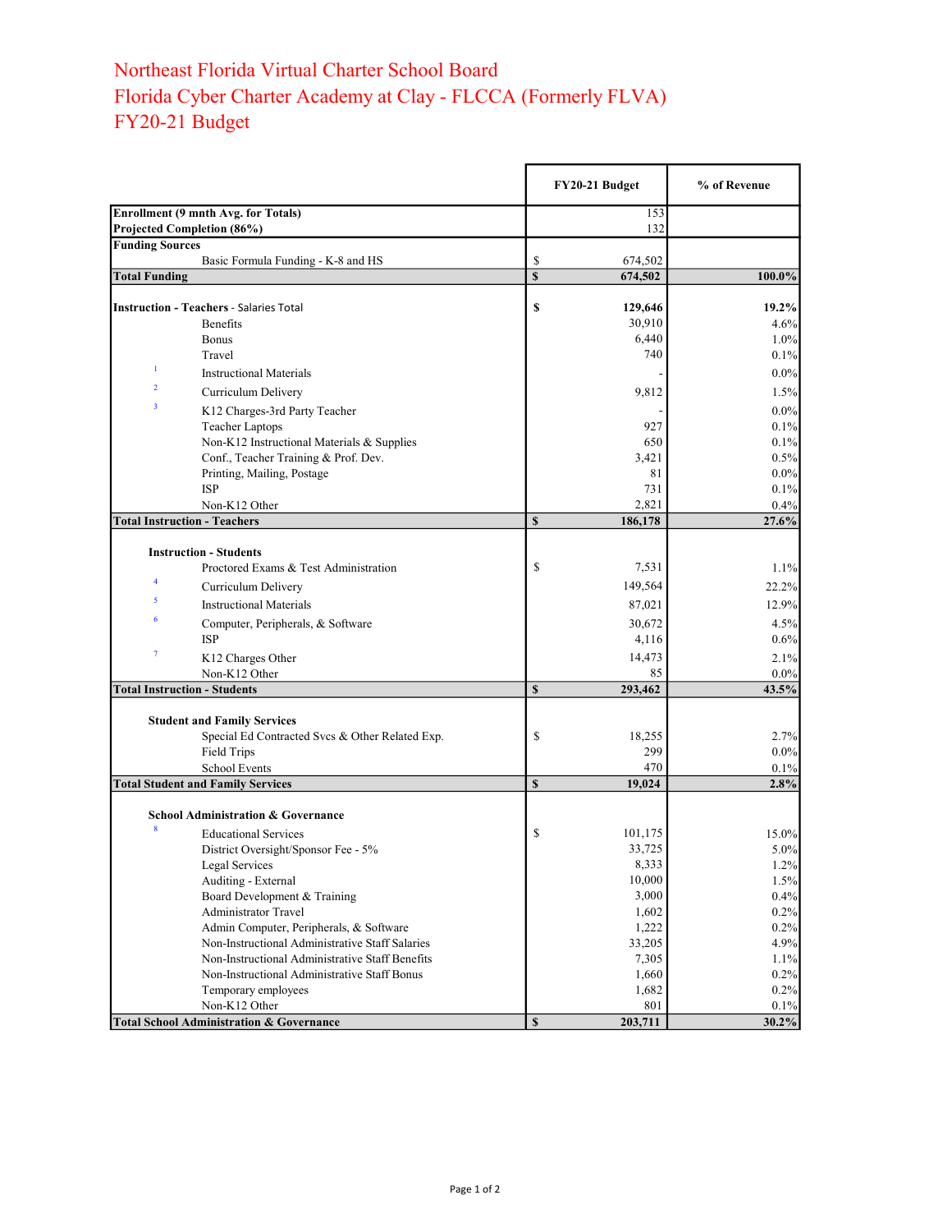# Northeast Florida Virtual Charter School Board
# Florida Cyber Charter Academy at Clay - FLCCA (Formerly FLVA)
# FY20-21 Budget

| | | FY20-21 Budget | % of Revenue |
|---|---|---|---|
| **Enrollment (9 mnth Avg. for Totals)** | | 153 | |
| **Projected Completion (86%)** | | 132 | |
| **Funding Sources** | | | |
| | Basic Formula Funding - K-8 and HS | $ 674,502 | |
| **Total Funding** | | **$ 674,502** | **100.0%** |
| | | | |
| **Instruction - Teachers** - Salaries Total | | **$ 129,646** | **19.2%** |
| | Benefits | 30,910 | 4.6% |
| | Bonus | 6,440 | 1.0% |
| | Travel | 740 | 0.1% |
| [1] | Instructional Materials | - | 0.0% |
| [2] | Curriculum Delivery | 9,812 | 1.5% |
| [3] | K12 Charges-3rd Party Teacher | - | 0.0% |
| | Teacher Laptops | 927 | 0.1% |
| | Non-K12 Instructional Materials & Supplies | 650 | 0.1% |
| | Conf., Teacher Training & Prof. Dev. | 3,421 | 0.5% |
| | Printing, Mailing, Postage | 81 | 0.0% |
| | ISP | 731 | 0.1% |
| | Non-K12 Other | 2,821 | 0.4% |
| **Total Instruction - Teachers** | | **$ 186,178** | **27.6%** |
| | | | |
| **Instruction - Students** | | | |
| | Proctored Exams & Test Administration | $ 7,531 | 1.1% |
| [4] | Curriculum Delivery | 149,564 | 22.2% |
| [5] | Instructional Materials | 87,021 | 12.9% |
| [6] | Computer, Peripherals, & Software | 30,672 | 4.5% |
| | ISP | 4,116 | 0.6% |
| [7] | K12 Charges Other | 14,473 | 2.1% |
| | Non-K12 Other | 85 | 0.0% |
| **Total Instruction - Students** | | **$ 293,462** | **43.5%** |
| | | | |
| **Student and Family Services** | | | |
| | Special Ed Contracted Svcs & Other Related Exp. | $ 18,255 | 2.7% |
| | Field Trips | 299 | 0.0% |
| | School Events | 470 | 0.1% |
| **Total Student and Family Services** | | **$ 19,024** | **2.8%** |
| | | | |
| **School Administration & Governance** | | | |
| [8] | Educational Services | $ 101,175 | 15.0% |
| | District Oversight/Sponsor Fee - 5% | 33,725 | 5.0% |
| | Legal Services | 8,333 | 1.2% |
| | Auditing - External | 10,000 | 1.5% |
| | Board Development & Training | 3,000 | 0.4% |
| | Administrator Travel | 1,602 | 0.2% |
| | Admin Computer, Peripherals, & Software | 1,222 | 0.2% |
| | Non-Instructional Administrative Staff Salaries | 33,205 | 4.9% |
| | Non-Instructional Administrative Staff Benefits | 7,305 | 1.1% |
| | Non-Instructional Administrative Staff Bonus | 1,660 | 0.2% |
| | Temporary employees | 1,682 | 0.2% |
| | Non-K12 Other | 801 | 0.1% |
| **Total School Administration & Governance** | | **$ 203,711** | **30.2%** |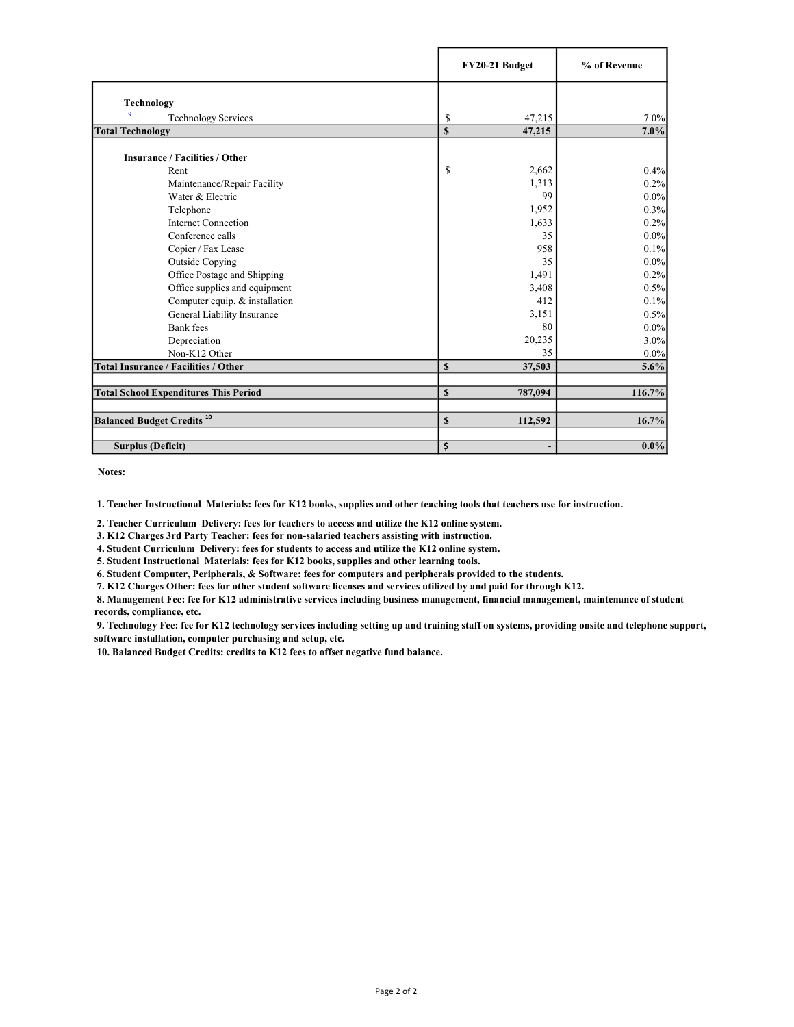| | FY20-21 Budget | % of Revenue |
|---|---|---|
| **Technology** | | |
| [9] Technology Services | $ 47,215 | 7.0% |
| **Total Technology** | **$ 47,215** | **7.0%** |
| **Insurance / Facilities / Other** | | |
| Rent | $ 2,662 | 0.4% |
| Maintenance/Repair Facility | 1,313 | 0.2% |
| Water & Electric | 99 | 0.0% |
| Telephone | 1,952 | 0.3% |
| Internet Connection | 1,633 | 0.2% |
| Conference calls | 35 | 0.0% |
| Copier / Fax Lease | 958 | 0.1% |
| Outside Copying | 35 | 0.0% |
| Office Postage and Shipping | 1,491 | 0.2% |
| Office supplies and equipment | 3,408 | 0.5% |
| Computer equip. & installation | 412 | 0.1% |
| General Liability Insurance | 3,151 | 0.5% |
| Bank fees | 80 | 0.0% |
| Depreciation | 20,235 | 3.0% |
| Non-K12 Other | 35 | 0.0% |
| **Total Insurance / Facilities / Other** | **$ 37,503** | **5.6%** |
| **Total School Expenditures This Period** | **$ 787,094** | **116.7%** |
| **Balanced Budget Credits [10]** | **$ 112,592** | **16.7%** |
| **Surplus (Deficit)** | **$ -** | **0.0%** |

**Notes:**

**1. Teacher Instructional Materials: fees for K12 books, supplies and other teaching tools that teachers use for instruction.**

**2. Teacher Curriculum Delivery: fees for teachers to access and utilize the K12 online system.**

**3. K12 Charges 3rd Party Teacher: fees for non-salaried teachers assisting with instruction.**

**4. Student Curriculum Delivery: fees for students to access and utilize the K12 online system.**

**5. Student Instructional Materials: fees for K12 books, supplies and other learning tools.**

**6. Student Computer, Peripherals, & Software: fees for computers and peripherals provided to the students.**

**7. K12 Charges Other: fees for other student software licenses and services utilized by and paid for through K12.**

**8. Management Fee: fee for K12 administrative services including business management, financial management, maintenance of student records, compliance, etc.**

**9. Technology Fee: fee for K12 technology services including setting up and training staff on systems, providing onsite and telephone support, software installation, computer purchasing and setup, etc.**

**10. Balanced Budget Credits: credits to K12 fees to offset negative fund balance.**